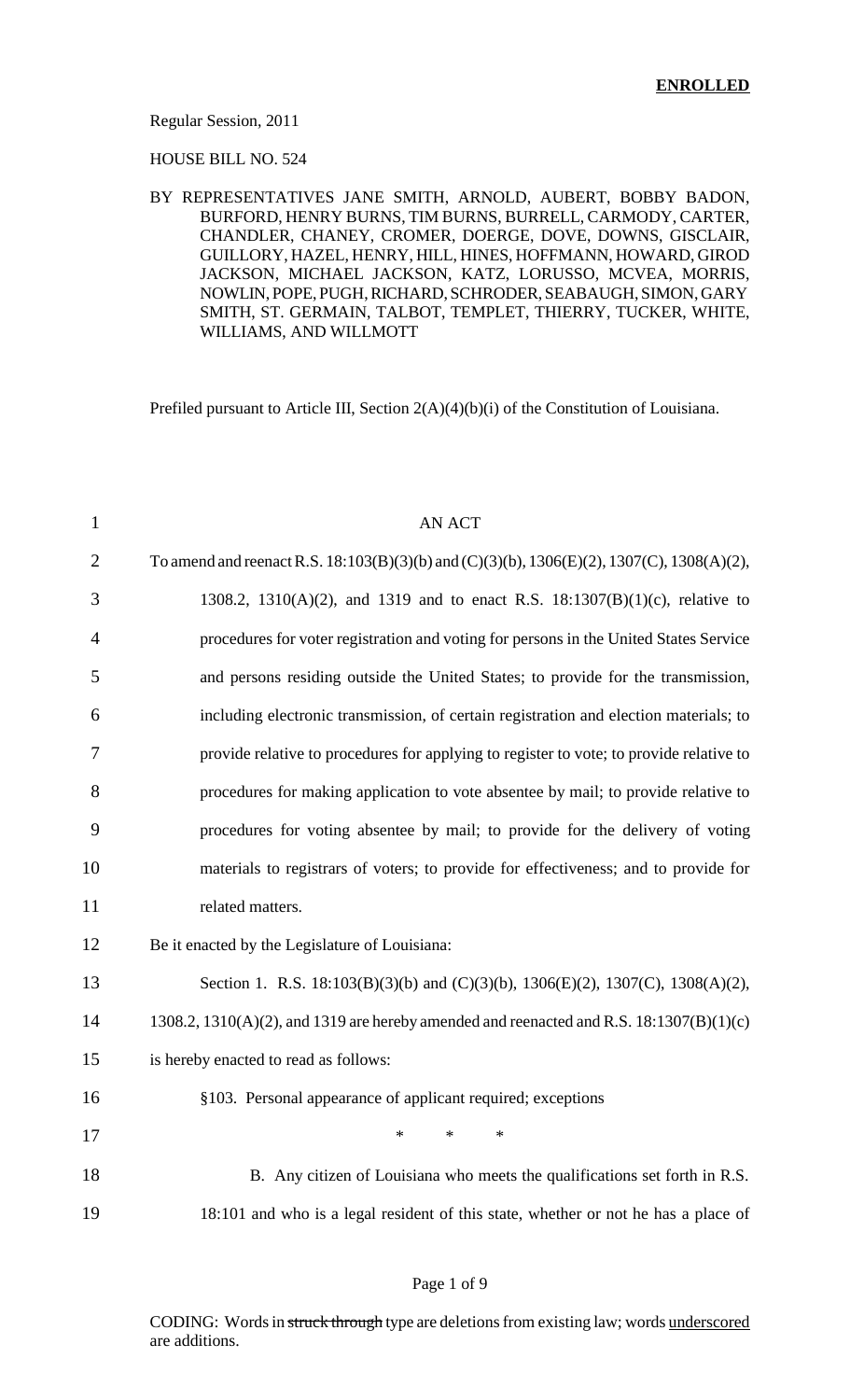**ENROLLED**

Regular Session, 2011

HOUSE BILL NO. 524

BY REPRESENTATIVES JANE SMITH, ARNOLD, AUBERT, BOBBY BADON, BURFORD, HENRY BURNS, TIM BURNS, BURRELL, CARMODY, CARTER, CHANDLER, CHANEY, CROMER, DOERGE, DOVE, DOWNS, GISCLAIR, GUILLORY, HAZEL, HENRY, HILL, HINES, HOFFMANN, HOWARD, GIROD JACKSON, MICHAEL JACKSON, KATZ, LORUSSO, MCVEA, MORRIS, NOWLIN, POPE, PUGH, RICHARD, SCHRODER, SEABAUGH, SIMON, GARY SMITH, ST. GERMAIN, TALBOT, TEMPLET, THIERRY, TUCKER, WHITE, WILLIAMS, AND WILLMOTT

Prefiled pursuant to Article III, Section 2(A)(4)(b)(i) of the Constitution of Louisiana.

AN ACT

To amend and reenact R.S. 18:103(B)(3)(b) and (C)(3)(b), 1306(E)(2), 1307(C), 1308(A)(2), 1308.2, 1310(A)(2), and 1319 and to enact R.S. 18:1307(B)(1)(c), relative to procedures for voter registration and voting for persons in the United States Service and persons residing outside the United States; to provide for the transmission, including electronic transmission, of certain registration and election materials; to provide relative to procedures for applying to register to vote; to provide relative to procedures for making application to vote absentee by mail; to provide relative to procedures for voting absentee by mail; to provide for the delivery of voting materials to registrars of voters; to provide for effectiveness; and to provide for related matters.

Be it enacted by the Legislature of Louisiana:

Section 1. R.S. 18:103(B)(3)(b) and (C)(3)(b), 1306(E)(2), 1307(C), 1308(A)(2), 1308.2, 1310(A)(2), and 1319 are hereby amended and reenacted and R.S. 18:1307(B)(1)(c) is hereby enacted to read as follows:

§103. Personal appearance of applicant required; exceptions

\* \* \*

B. Any citizen of Louisiana who meets the qualifications set forth in R.S. 18:101 and who is a legal resident of this state, whether or not he has a place of

CODING: Words in ~~struck through~~ type are deletions from existing law; words <u>underscored</u> are additions.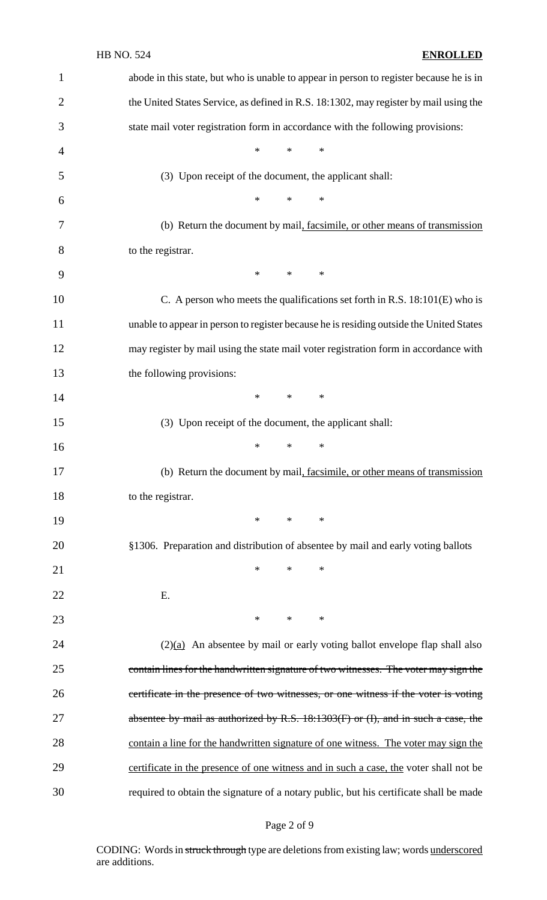abode in this state, but who is unable to appear in person to register because he is in the United States Service, as defined in R.S. 18:1302, may register by mail using the state mail voter registration form in accordance with the following provisions:

\* \* \*

(3) Upon receipt of the document, the applicant shall:

\* \* \*

(b) Return the document by mail<u>, facsimile, or other means of transmission</u> to the registrar.

\* \* \*

C. A person who meets the qualifications set forth in R.S. 18:101(E) who is unable to appear in person to register because he is residing outside the United States may register by mail using the state mail voter registration form in accordance with the following provisions:

\* \* \*

(3) Upon receipt of the document, the applicant shall:

\* \* \*

(b) Return the document by mail<u>, facsimile, or other means of transmission</u> to the registrar.

\* \* \*

§1306. Preparation and distribution of absentee by mail and early voting ballots

\* \* \*

E.

\* \* \*

(2)<u>(a)</u> An absentee by mail or early voting ballot envelope flap shall also ~~contain lines for the handwritten signature of two witnesses. The voter may sign the certificate in the presence of two witnesses, or one witness if the voter is voting absentee by mail as authorized by R.S. 18:1303(F) or (I), and in such a case, the~~ <u>contain a line for the handwritten signature of one witness. The voter may sign the certificate in the presence of one witness and in such a case, the</u> voter shall not be required to obtain the signature of a notary public, but his certificate shall be made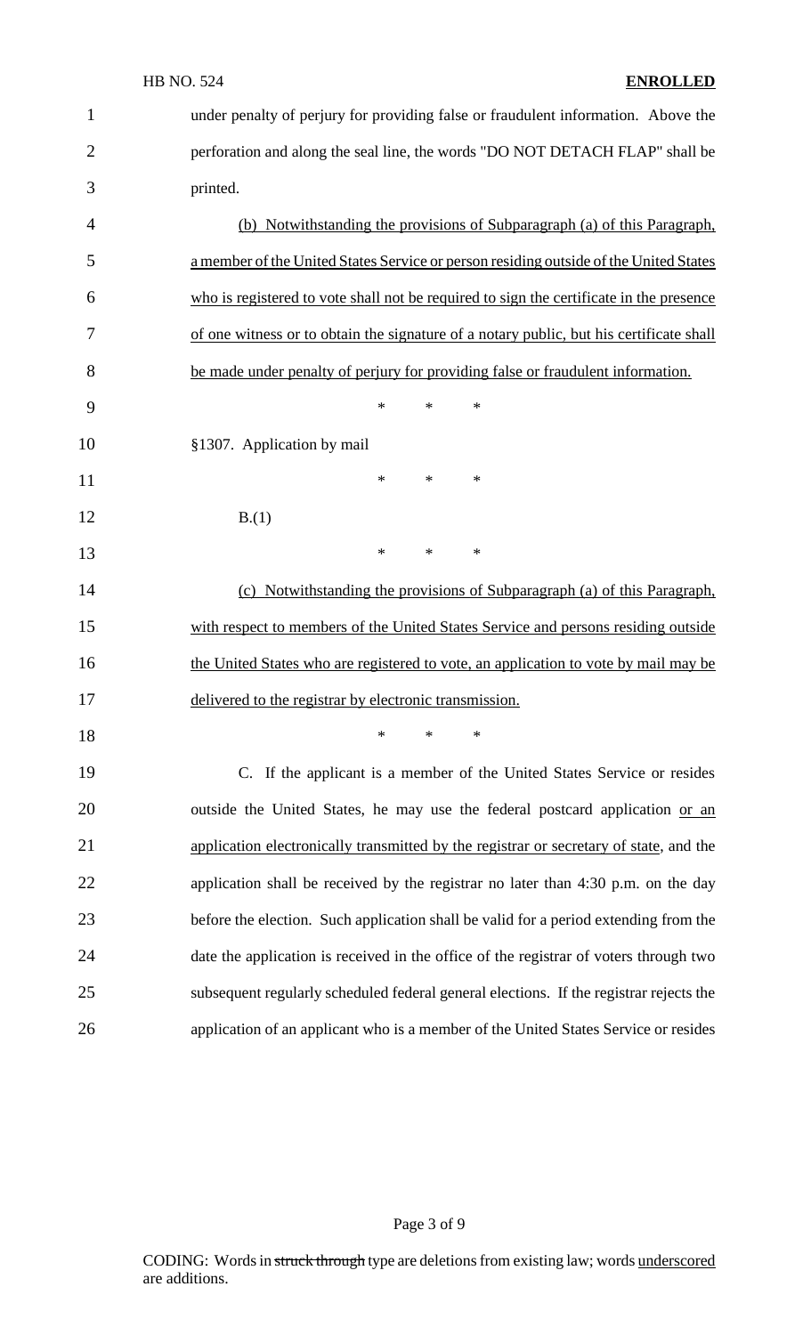under penalty of perjury for providing false or fraudulent information. Above the perforation and along the seal line, the words "DO NOT DETACH FLAP" shall be printed.

<u>(b) Notwithstanding the provisions of Subparagraph (a) of this Paragraph, a member of the United States Service or person residing outside of the United States who is registered to vote shall not be required to sign the certificate in the presence of one witness or to obtain the signature of a notary public, but his certificate shall be made under penalty of perjury for providing false or fraudulent information.</u>

\* \* \*

§1307. Application by mail

\* \* \*

B.(1)

\* \* \*

<u>(c) Notwithstanding the provisions of Subparagraph (a) of this Paragraph, with respect to members of the United States Service and persons residing outside the United States who are registered to vote, an application to vote by mail may be delivered to the registrar by electronic transmission.</u>

\* \* \*

C. If the applicant is a member of the United States Service or resides outside the United States, he may use the federal postcard application <u>or an application electronically transmitted by the registrar or secretary of state</u>, and the application shall be received by the registrar no later than 4:30 p.m. on the day before the election. Such application shall be valid for a period extending from the date the application is received in the office of the registrar of voters through two subsequent regularly scheduled federal general elections. If the registrar rejects the application of an applicant who is a member of the United States Service or resides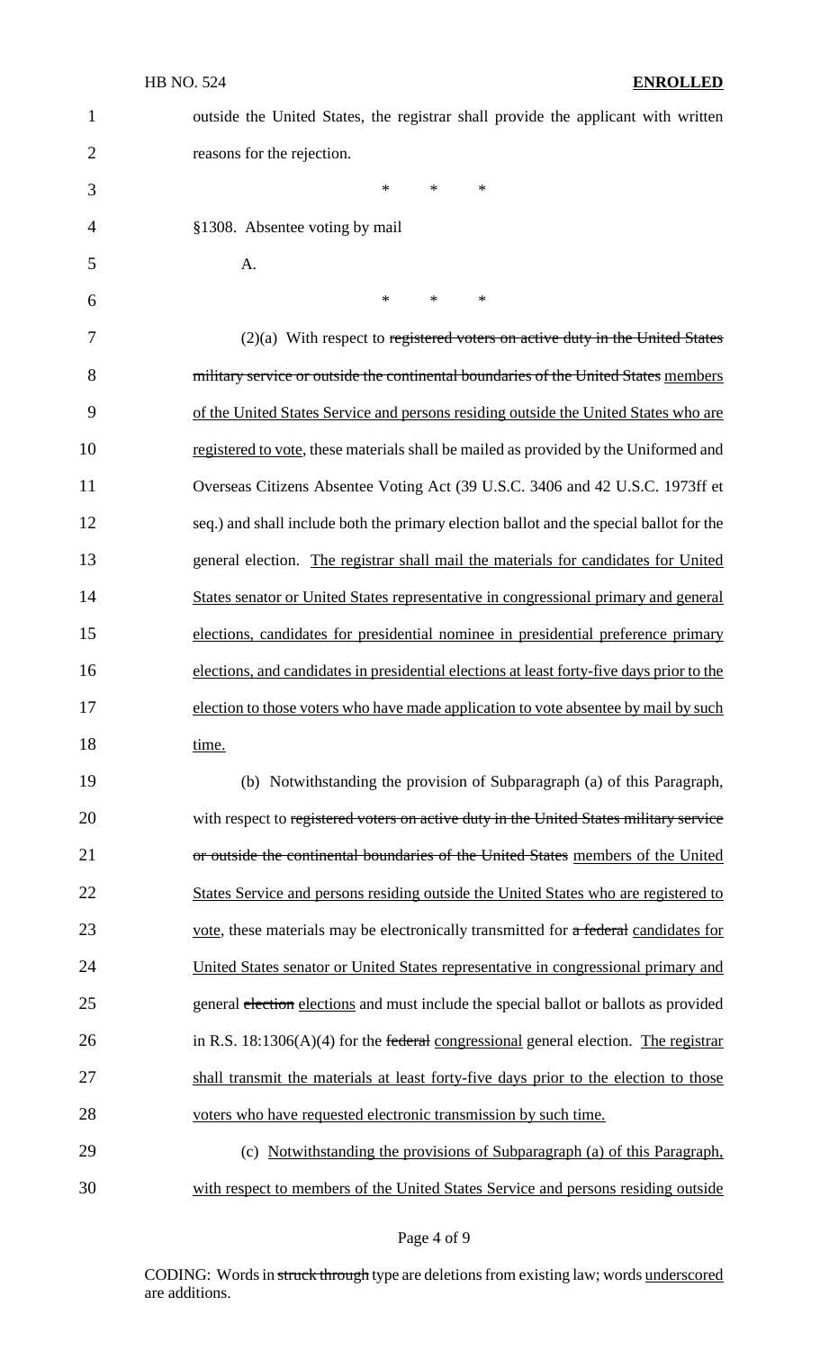outside the United States, the registrar shall provide the applicant with written reasons for the rejection.

\* \* \*

§1308. Absentee voting by mail

A.

\* \* \*

(2)(a) With respect to ~~registered voters on active duty in the United States military service or outside the continental boundaries of the United States~~ members of the United States Service and persons residing outside the United States who are registered to vote, these materials shall be mailed as provided by the Uniformed and Overseas Citizens Absentee Voting Act (39 U.S.C. 3406 and 42 U.S.C. 1973ff et seq.) and shall include both the primary election ballot and the special ballot for the general election. The registrar shall mail the materials for candidates for United States senator or United States representative in congressional primary and general elections, candidates for presidential nominee in presidential preference primary elections, and candidates in presidential elections at least forty-five days prior to the election to those voters who have made application to vote absentee by mail by such time.

(b) Notwithstanding the provision of Subparagraph (a) of this Paragraph, with respect to ~~registered voters on active duty in the United States military service or outside the continental boundaries of the United States~~ members of the United States Service and persons residing outside the United States who are registered to vote, these materials may be electronically transmitted for ~~a federal~~ candidates for United States senator or United States representative in congressional primary and general ~~election~~ elections and must include the special ballot or ballots as provided in R.S. 18:1306(A)(4) for the ~~federal~~ congressional general election. The registrar shall transmit the materials at least forty-five days prior to the election to those voters who have requested electronic transmission by such time.

(c) Notwithstanding the provisions of Subparagraph (a) of this Paragraph, with respect to members of the United States Service and persons residing outside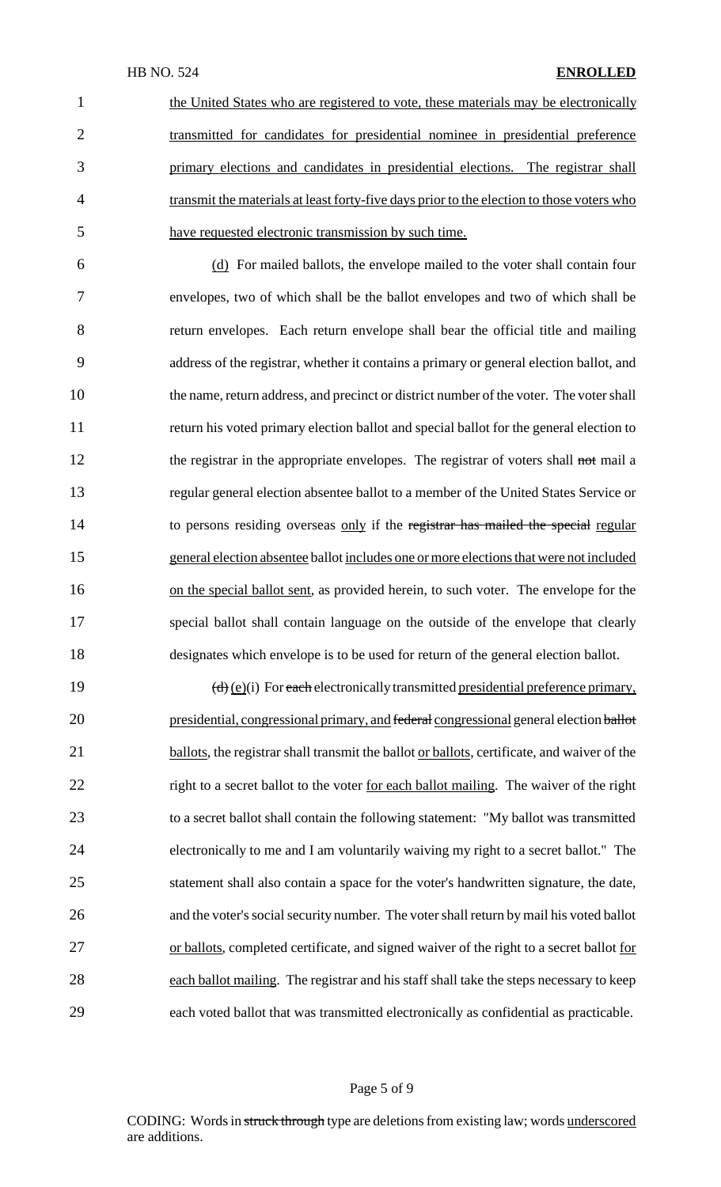the United States who are registered to vote, these materials may be electronically transmitted for candidates for presidential nominee in presidential preference primary elections and candidates in presidential elections. The registrar shall transmit the materials at least forty-five days prior to the election to those voters who have requested electronic transmission by such time.

(d) For mailed ballots, the envelope mailed to the voter shall contain four envelopes, two of which shall be the ballot envelopes and two of which shall be return envelopes. Each return envelope shall bear the official title and mailing address of the registrar, whether it contains a primary or general election ballot, and the name, return address, and precinct or district number of the voter. The voter shall return his voted primary election ballot and special ballot for the general election to the registrar in the appropriate envelopes. The registrar of voters shall ~~not~~ mail a regular general election absentee ballot to a member of the United States Service or to persons residing overseas only if the ~~registrar has mailed the special~~ regular general election absentee ballot includes one or more elections that were not included on the special ballot sent, as provided herein, to such voter. The envelope for the special ballot shall contain language on the outside of the envelope that clearly designates which envelope is to be used for return of the general election ballot.

~~(d)~~(e)(i) For ~~each~~ electronically transmitted presidential preference primary, presidential, congressional primary, and ~~federal~~ congressional general election ~~ballot~~ ballots, the registrar shall transmit the ballot or ballots, certificate, and waiver of the right to a secret ballot to the voter for each ballot mailing. The waiver of the right to a secret ballot shall contain the following statement: "My ballot was transmitted electronically to me and I am voluntarily waiving my right to a secret ballot." The statement shall also contain a space for the voter's handwritten signature, the date, and the voter's social security number. The voter shall return by mail his voted ballot or ballots, completed certificate, and signed waiver of the right to a secret ballot for each ballot mailing. The registrar and his staff shall take the steps necessary to keep each voted ballot that was transmitted electronically as confidential as practicable.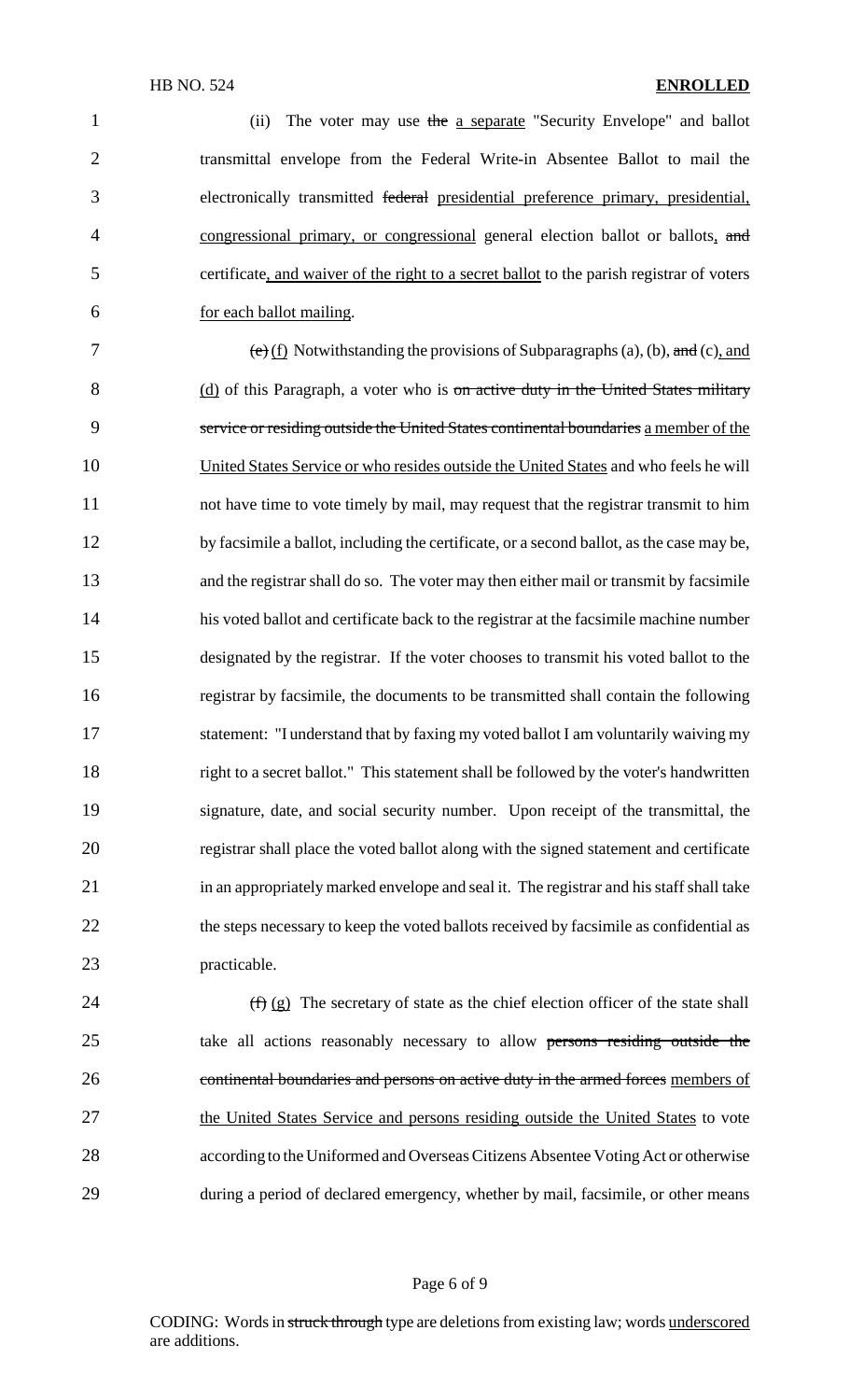(ii) The voter may use ~~the~~ a separate "Security Envelope" and ballot transmittal envelope from the Federal Write-in Absentee Ballot to mail the electronically transmitted ~~federal~~ presidential preference primary, presidential, congressional primary, or congressional general election ballot or ballots, ~~and~~ certificate, and waiver of the right to a secret ballot to the parish registrar of voters for each ballot mailing.

~~(e)~~ (f) Notwithstanding the provisions of Subparagraphs (a), (b), ~~and~~ (c), and (d) of this Paragraph, a voter who is ~~on active duty in the United States military service or residing outside the United States continental boundaries~~ a member of the United States Service or who resides outside the United States and who feels he will not have time to vote timely by mail, may request that the registrar transmit to him by facsimile a ballot, including the certificate, or a second ballot, as the case may be, and the registrar shall do so. The voter may then either mail or transmit by facsimile his voted ballot and certificate back to the registrar at the facsimile machine number designated by the registrar. If the voter chooses to transmit his voted ballot to the registrar by facsimile, the documents to be transmitted shall contain the following statement: "I understand that by faxing my voted ballot I am voluntarily waiving my right to a secret ballot." This statement shall be followed by the voter's handwritten signature, date, and social security number. Upon receipt of the transmittal, the registrar shall place the voted ballot along with the signed statement and certificate in an appropriately marked envelope and seal it. The registrar and his staff shall take the steps necessary to keep the voted ballots received by facsimile as confidential as practicable.

~~(f)~~ (g) The secretary of state as the chief election officer of the state shall take all actions reasonably necessary to allow ~~persons residing outside the continental boundaries and persons on active duty in the armed forces~~ members of the United States Service and persons residing outside the United States to vote according to the Uniformed and Overseas Citizens Absentee Voting Act or otherwise during a period of declared emergency, whether by mail, facsimile, or other means

CODING: Words in ~~struck through~~ type are deletions from existing law; words underscored are additions.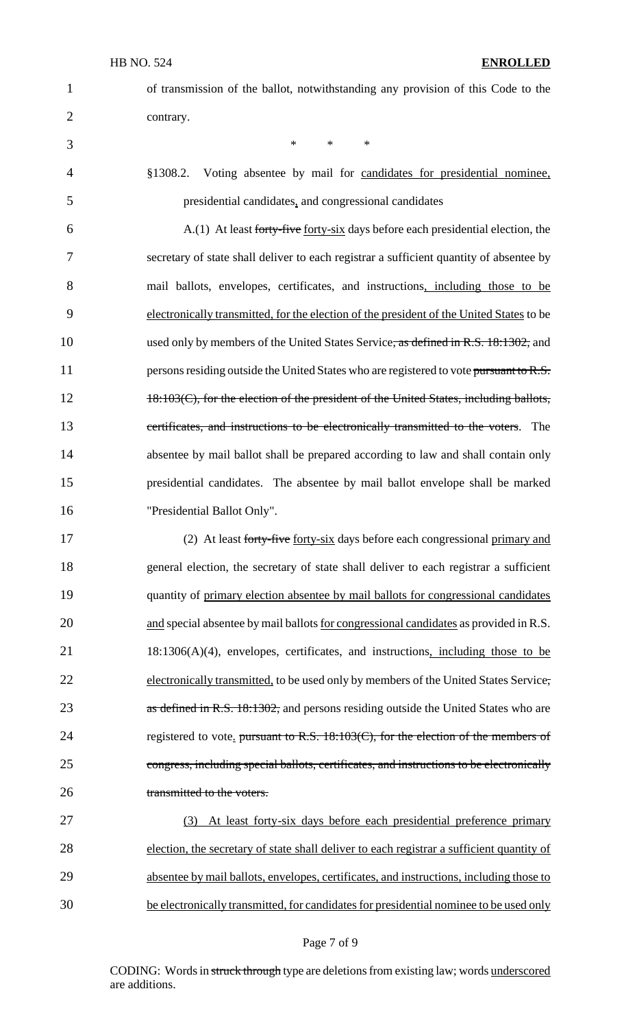of transmission of the ballot, notwithstanding any provision of this Code to the contrary.

\* \* \*

§1308.2. Voting absentee by mail for candidates for presidential nominee, presidential candidates, and congressional candidates

A.(1) At least ~~forty-five~~ forty-six days before each presidential election, the secretary of state shall deliver to each registrar a sufficient quantity of absentee by mail ballots, envelopes, certificates, and instructions, including those to be electronically transmitted, for the election of the president of the United States to be used only by members of the United States Service~~, as defined in R.S. 18:1302,~~ and persons residing outside the United States who are registered to vote ~~pursuant to R.S. 18:103(C), for the election of the president of the United States, including ballots, certificates, and instructions to be electronically transmitted to the voters~~. The absentee by mail ballot shall be prepared according to law and shall contain only presidential candidates. The absentee by mail ballot envelope shall be marked "Presidential Ballot Only".

(2) At least ~~forty-five~~ forty-six days before each congressional primary and general election, the secretary of state shall deliver to each registrar a sufficient quantity of primary election absentee by mail ballots for congressional candidates and special absentee by mail ballots for congressional candidates as provided in R.S. 18:1306(A)(4), envelopes, certificates, and instructions, including those to be electronically transmitted, to be used only by members of the United States Service~~, as defined in R.S. 18:1302,~~ and persons residing outside the United States who are registered to vote. ~~pursuant to R.S. 18:103(C), for the election of the members of congress, including special ballots, certificates, and instructions to be electronically transmitted to the voters.~~

(3) At least forty-six days before each presidential preference primary election, the secretary of state shall deliver to each registrar a sufficient quantity of absentee by mail ballots, envelopes, certificates, and instructions, including those to be electronically transmitted, for candidates for presidential nominee to be used only

CODING: Words in ~~struck through~~ type are deletions from existing law; words underscored are additions.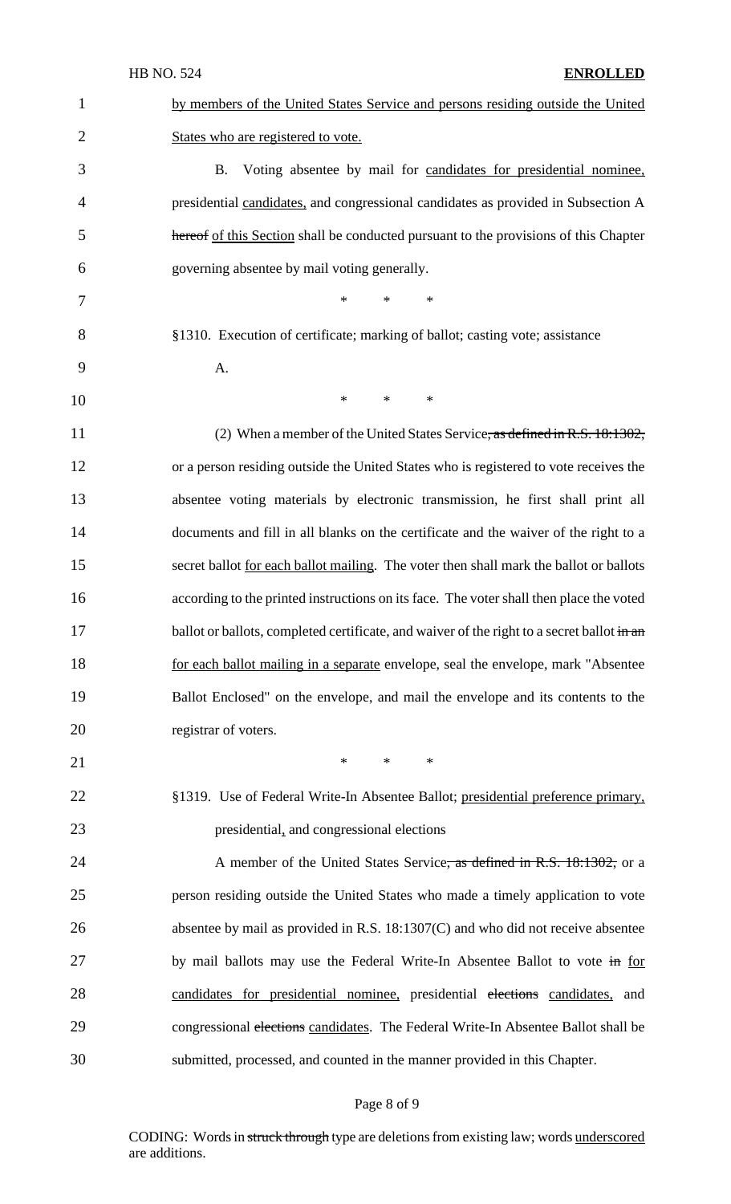by members of the United States Service and persons residing outside the United States who are registered to vote.

B. Voting absentee by mail for candidates for presidential nominee, presidential candidates, and congressional candidates as provided in Subsection A ~~hereof~~ of this Section shall be conducted pursuant to the provisions of this Chapter governing absentee by mail voting generally.

\* \* \*

§1310. Execution of certificate; marking of ballot; casting vote; assistance

A.

\* \* \*

(2) When a member of the United States Service~~, as defined in R.S. 18:1302,~~ or a person residing outside the United States who is registered to vote receives the absentee voting materials by electronic transmission, he first shall print all documents and fill in all blanks on the certificate and the waiver of the right to a secret ballot for each ballot mailing. The voter then shall mark the ballot or ballots according to the printed instructions on its face. The voter shall then place the voted ballot or ballots, completed certificate, and waiver of the right to a secret ballot ~~in an~~ for each ballot mailing in a separate envelope, seal the envelope, mark "Absentee Ballot Enclosed" on the envelope, and mail the envelope and its contents to the registrar of voters.

\* \* \*

§1319. Use of Federal Write-In Absentee Ballot; presidential preference primary, presidential, and congressional elections

A member of the United States Service~~, as defined in R.S. 18:1302,~~ or a person residing outside the United States who made a timely application to vote absentee by mail as provided in R.S. 18:1307(C) and who did not receive absentee by mail ballots may use the Federal Write-In Absentee Ballot to vote ~~in~~ for candidates for presidential nominee, presidential ~~elections~~ candidates, and congressional ~~elections~~ candidates. The Federal Write-In Absentee Ballot shall be submitted, processed, and counted in the manner provided in this Chapter.

CODING: Words in ~~struck through~~ type are deletions from existing law; words underscored are additions.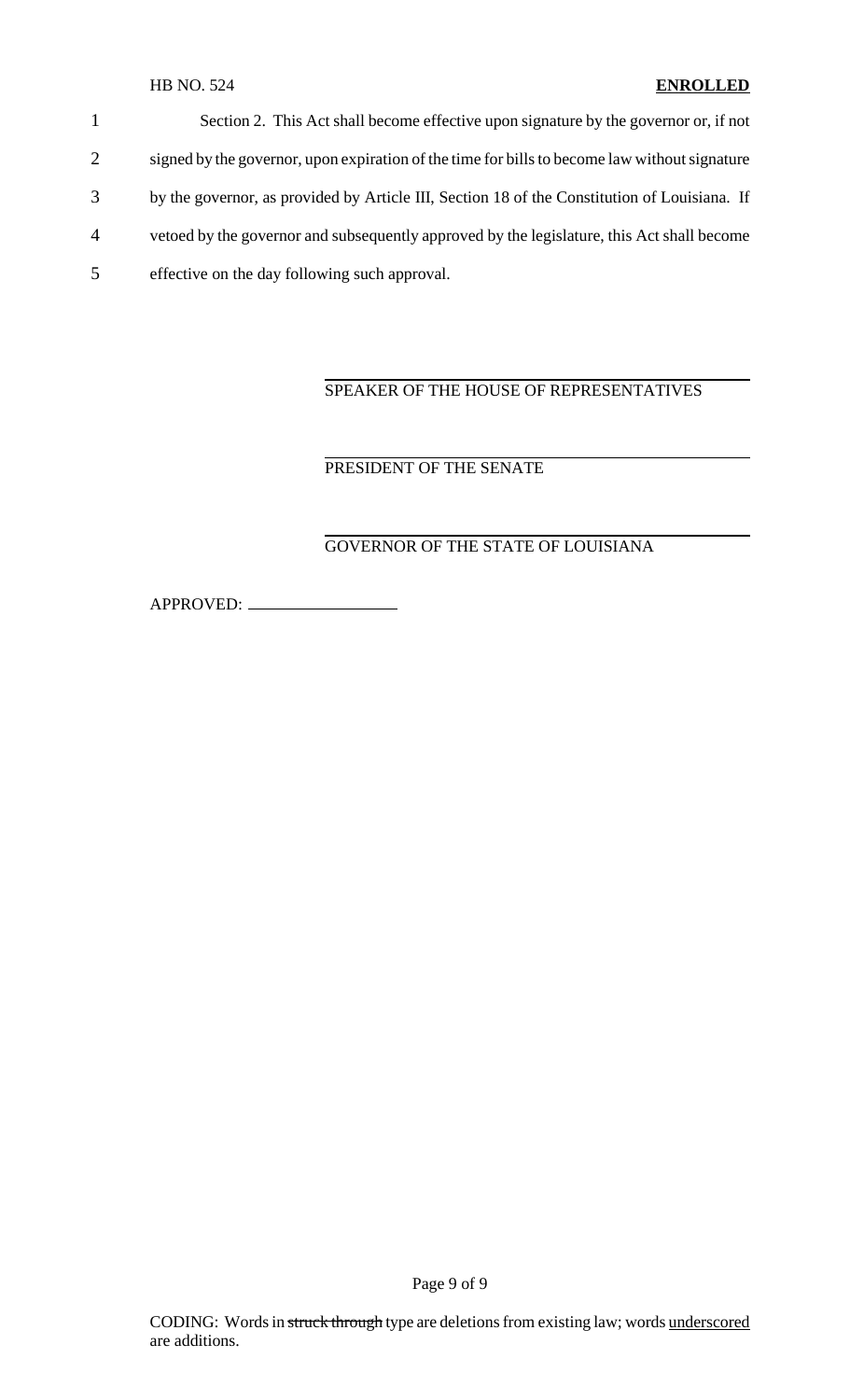Section 2. This Act shall become effective upon signature by the governor or, if not signed by the governor, upon expiration of the time for bills to become law without signature by the governor, as provided by Article III, Section 18 of the Constitution of Louisiana. If vetoed by the governor and subsequently approved by the legislature, this Act shall become effective on the day following such approval.

SPEAKER OF THE HOUSE OF REPRESENTATIVES

PRESIDENT OF THE SENATE

GOVERNOR OF THE STATE OF LOUISIANA

APPROVED: \_\_\_\_\_\_\_\_\_\_\_\_\_\_\_\_\_\_

CODING: Words in ~~struck through~~ type are deletions from existing law; words <u>underscored</u> are additions.